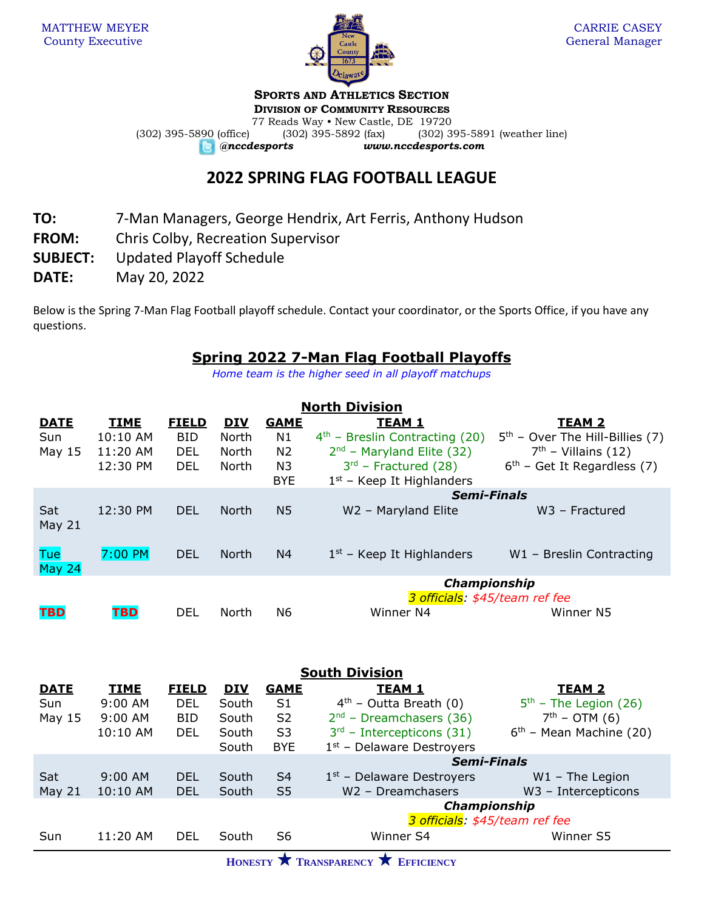MATTHEW MEYER
County Executive

CARRIE CASEY
General Manager

**SPORTS AND ATHLETICS SECTION**
**DIVISION OF COMMUNITY RESOURCES**
77 Reads Way • New Castle, DE 19720
(302) 395-5890 (office) (302) 395-5892 (fax) (302) 395-5891 (weather line)
*@nccdesports* *www.nccdesports.com*

# 2022 SPRING FLAG FOOTBALL LEAGUE

**TO:** 7-Man Managers, George Hendrix, Art Ferris, Anthony Hudson
**FROM:** Chris Colby, Recreation Supervisor
**SUBJECT:** Updated Playoff Schedule
**DATE:** May 20, 2022

Below is the Spring 7-Man Flag Football playoff schedule. Contact your coordinator, or the Sports Office, if you have any questions.

## Spring 2022 7-Man Flag Football Playoffs

*Home team is the higher seed in all playoff matchups*

### North Division

| DATE | TIME | FIELD | DIV | GAME | TEAM 1 | TEAM 2 |
|---|---|---|---|---|---|---|
| Sun May 15 | 10:10 AM | BID | North | N1 | 4th – Breslin Contracting (20) | 5th – Over The Hill-Billies (7) |
| | 11:20 AM | DEL | North | N2 | 2nd – Maryland Elite (32) | 7th – Villains (12) |
| | 12:30 PM | DEL | North | N3 | 3rd – Fractured (28) | 6th – Get It Regardless (7) |
| | | | | BYE | 1st – Keep It Highlanders | |
| | | | | | ***Semi-Finals*** | |
| Sat May 21 | 12:30 PM | DEL | North | N5 | W2 – Maryland Elite | W3 – Fractured |
| Tue May 24 | 7:00 PM | DEL | North | N4 | 1st – Keep It Highlanders | W1 – Breslin Contracting |
| | | | | | ***Championship*** 3 officials: *$45/team ref fee* | |
| TBD | TBD | DEL | North | N6 | Winner N4 | Winner N5 |

### South Division

| DATE | TIME | FIELD | DIV | GAME | TEAM 1 | TEAM 2 |
|---|---|---|---|---|---|---|
| Sun May 15 | 9:00 AM | DEL | South | S1 | 4th – Outta Breath (0) | 5th – The Legion (26) |
| | 9:00 AM | BID | South | S2 | 2nd – Dreamchasers (36) | 7th – OTM (6) |
| | 10:10 AM | DEL | South | S3 | 3rd – Intercepticons (31) | 6th – Mean Machine (20) |
| | | | South | BYE | 1st – Delaware Destroyers | |
| | | | | | ***Semi-Finals*** | |
| Sat May 21 | 9:00 AM | DEL | South | S4 | 1st – Delaware Destroyers | W1 – The Legion |
| | 10:10 AM | DEL | South | S5 | W2 – Dreamchasers | W3 – Intercepticons |
| | | | | | ***Championship*** 3 officials: *$45/team ref fee* | |
| Sun | 11:20 AM | DEL | South | S6 | Winner S4 | Winner S5 |

**HONESTY ★ TRANSPARENCY ★ EFFICIENCY**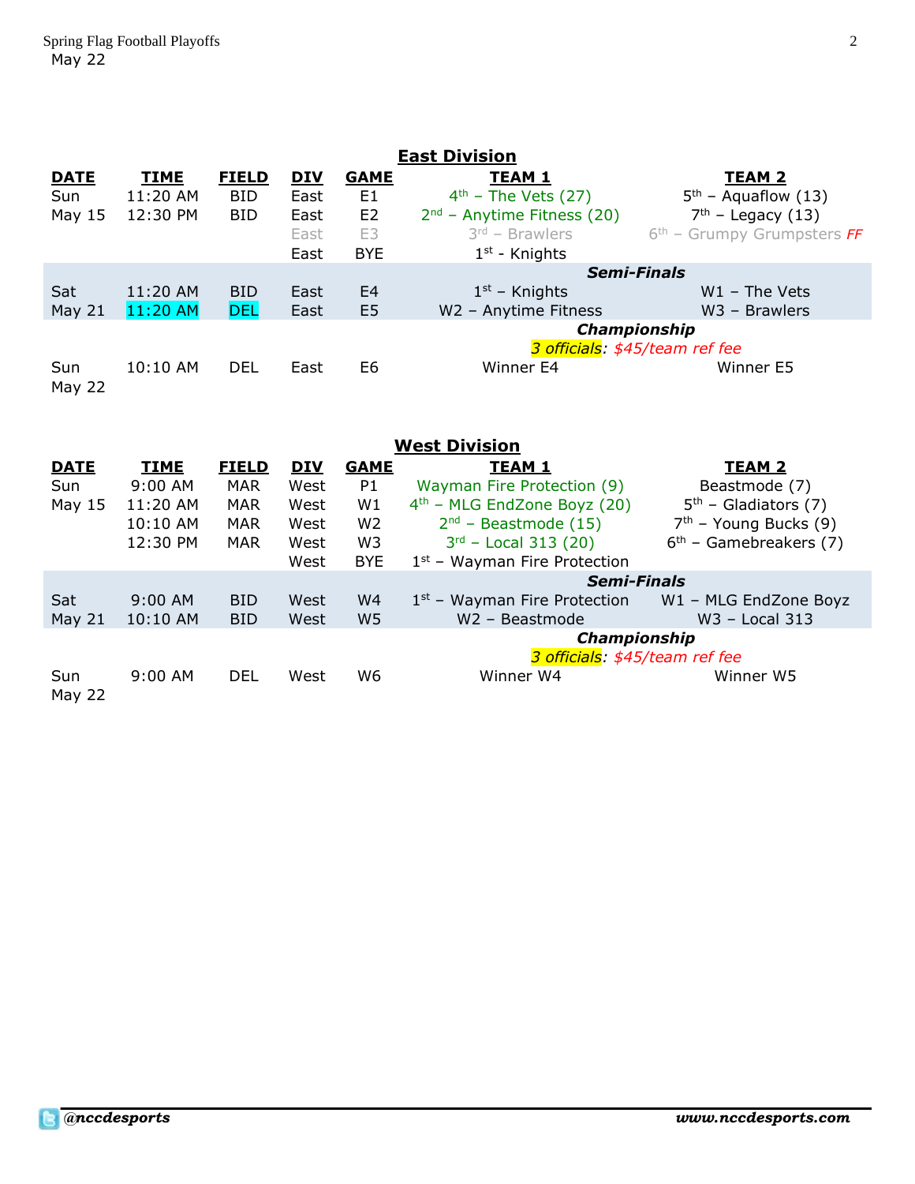## East Division

| DATE | TIME | FIELD | DIV | GAME | TEAM 1 | TEAM 2 |
|---|---|---|---|---|---|---|
| Sun | 11:20 AM | BID | East | E1 | 4th – The Vets (27) | 5th – Aquaflow (13) |
| May 15 | 12:30 PM | BID | East | E2 | 2nd – Anytime Fitness (20) | 7th – Legacy (13) |
| | | | East | E3 | 3rd – Brawlers | 6th – Grumpy Grumpsters *FF* |
| | | | East | BYE | 1st - Knights | |
| | | | | | | ***Semi-Finals*** |
| Sat | 11:20 AM | BID | East | E4 | 1st – Knights | W1 – The Vets |
| May 21 | 11:20 AM | DEL | East | E5 | W2 – Anytime Fitness | W3 – Brawlers |
| | | | | | | ***Championship*** |
| | | | | | | *3 officials: $45/team ref fee* |
| Sun May 22 | 10:10 AM | DEL | East | E6 | Winner E4 | Winner E5 |

## West Division

| DATE | TIME | FIELD | DIV | GAME | TEAM 1 | TEAM 2 |
|---|---|---|---|---|---|---|
| Sun | 9:00 AM | MAR | West | P1 | Wayman Fire Protection (9) | Beastmode (7) |
| May 15 | 11:20 AM | MAR | West | W1 | 4th – MLG EndZone Boyz (20) | 5th – Gladiators (7) |
| | 10:10 AM | MAR | West | W2 | 2nd – Beastmode (15) | 7th – Young Bucks (9) |
| | 12:30 PM | MAR | West | W3 | 3rd – Local 313 (20) | 6th – Gamebreakers (7) |
| | | | West | BYE | 1st – Wayman Fire Protection | |
| | | | | | | ***Semi-Finals*** |
| Sat | 9:00 AM | BID | West | W4 | 1st – Wayman Fire Protection | W1 – MLG EndZone Boyz |
| May 21 | 10:10 AM | BID | West | W5 | W2 – Beastmode | W3 – Local 313 |
| | | | | | | ***Championship*** |
| | | | | | | *3 officials: $45/team ref fee* |
| Sun May 22 | 9:00 AM | DEL | West | W6 | Winner W4 | Winner W5 |